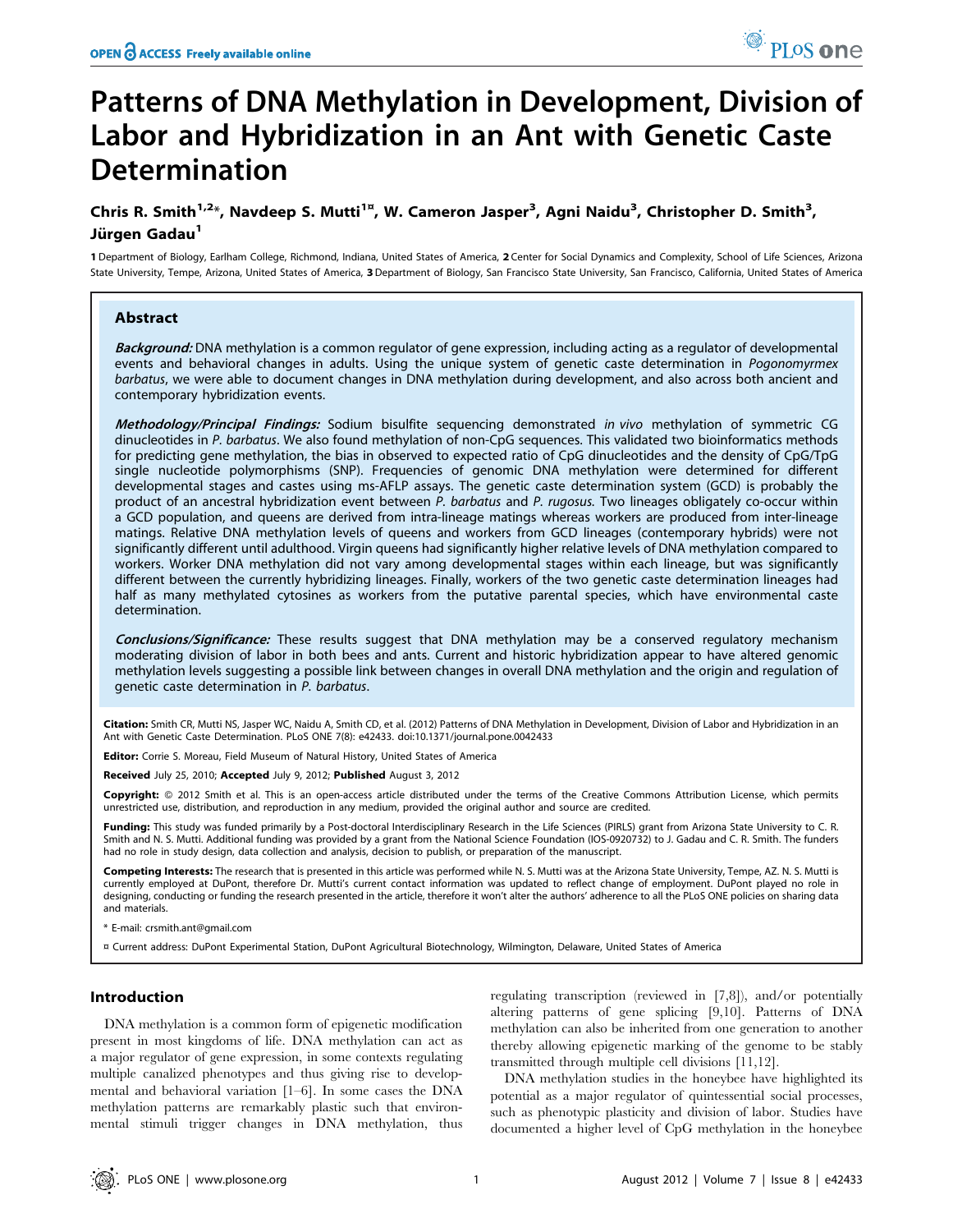# Patterns of DNA Methylation in Development, Division of Labor and Hybridization in an Ant with Genetic Caste Determination

**Chris R. Smith[1,2]*, Navdeep S. Mutti[1¤], W. Cameron Jasper[3], Agni Naidu[3], Christopher D. Smith[3], Jürgen Gadau[1]**

1 Department of Biology, Earlham College, Richmond, Indiana, United States of America, 2 Center for Social Dynamics and Complexity, School of Life Sciences, Arizona State University, Tempe, Arizona, United States of America, 3 Department of Biology, San Francisco State University, San Francisco, California, United States of America

## Abstract

***Background:*** DNA methylation is a common regulator of gene expression, including acting as a regulator of developmental events and behavioral changes in adults. Using the unique system of genetic caste determination in *Pogonomyrmex barbatus*, we were able to document changes in DNA methylation during development, and also across both ancient and contemporary hybridization events.

***Methodology/Principal Findings:*** Sodium bisulfite sequencing demonstrated *in vivo* methylation of symmetric CG dinucleotides in *P. barbatus*. We also found methylation of non-CpG sequences. This validated two bioinformatics methods for predicting gene methylation, the bias in observed to expected ratio of CpG dinucleotides and the density of CpG/TpG single nucleotide polymorphisms (SNP). Frequencies of genomic DNA methylation were determined for different developmental stages and castes using ms-AFLP assays. The genetic caste determination system (GCD) is probably the product of an ancestral hybridization event between *P. barbatus* and *P. rugosus*. Two lineages obligately co-occur within a GCD population, and queens are derived from intra-lineage matings whereas workers are produced from inter-lineage matings. Relative DNA methylation levels of queens and workers from GCD lineages (contemporary hybrids) were not significantly different until adulthood. Virgin queens had significantly higher relative levels of DNA methylation compared to workers. Worker DNA methylation did not vary among developmental stages within each lineage, but was significantly different between the currently hybridizing lineages. Finally, workers of the two genetic caste determination lineages had half as many methylated cytosines as workers from the putative parental species, which have environmental caste determination.

***Conclusions/Significance:*** These results suggest that DNA methylation may be a conserved regulatory mechanism moderating division of labor in both bees and ants. Current and historic hybridization appear to have altered genomic methylation levels suggesting a possible link between changes in overall DNA methylation and the origin and regulation of genetic caste determination in *P. barbatus*.

**Citation:** Smith CR, Mutti NS, Jasper WC, Naidu A, Smith CD, et al. (2012) Patterns of DNA Methylation in Development, Division of Labor and Hybridization in an Ant with Genetic Caste Determination. PLoS ONE 7(8): e42433. doi:10.1371/journal.pone.0042433

**Editor:** Corrie S. Moreau, Field Museum of Natural History, United States of America

**Received** July 25, 2010; **Accepted** July 9, 2012; **Published** August 3, 2012

**Copyright:** © 2012 Smith et al. This is an open-access article distributed under the terms of the Creative Commons Attribution License, which permits unrestricted use, distribution, and reproduction in any medium, provided the original author and source are credited.

**Funding:** This study was funded primarily by a Post-doctoral Interdisciplinary Research in the Life Sciences (PIRLS) grant from Arizona State University to C. R. Smith and N. S. Mutti. Additional funding was provided by a grant from the National Science Foundation (IOS-0920732) to J. Gadau and C. R. Smith. The funders had no role in study design, data collection and analysis, decision to publish, or preparation of the manuscript.

**Competing Interests:** The research that is presented in this article was performed while N. S. Mutti was at the Arizona State University, Tempe, AZ. N. S. Mutti is currently employed at DuPont, therefore Dr. Mutti's current contact information was updated to reflect change of employment. DuPont played no role in designing, conducting or funding the research presented in the article, therefore it won't alter the authors' adherence to all the PLoS ONE policies on sharing data and materials.

\* E-mail: crsmith.ant@gmail.com

¤ Current address: DuPont Experimental Station, DuPont Agricultural Biotechnology, Wilmington, Delaware, United States of America

## Introduction

DNA methylation is a common form of epigenetic modification present in most kingdoms of life. DNA methylation can act as a major regulator of gene expression, in some contexts regulating multiple canalized phenotypes and thus giving rise to developmental and behavioral variation [1–6]. In some cases the DNA methylation patterns are remarkably plastic such that environmental stimuli trigger changes in DNA methylation, thus regulating transcription (reviewed in [7,8]), and/or potentially altering patterns of gene splicing [9,10]. Patterns of DNA methylation can also be inherited from one generation to another thereby allowing epigenetic marking of the genome to be stably transmitted through multiple cell divisions [11,12].

DNA methylation studies in the honeybee have highlighted its potential as a major regulator of quintessential social processes, such as phenotypic plasticity and division of labor. Studies have documented a higher level of CpG methylation in the honeybee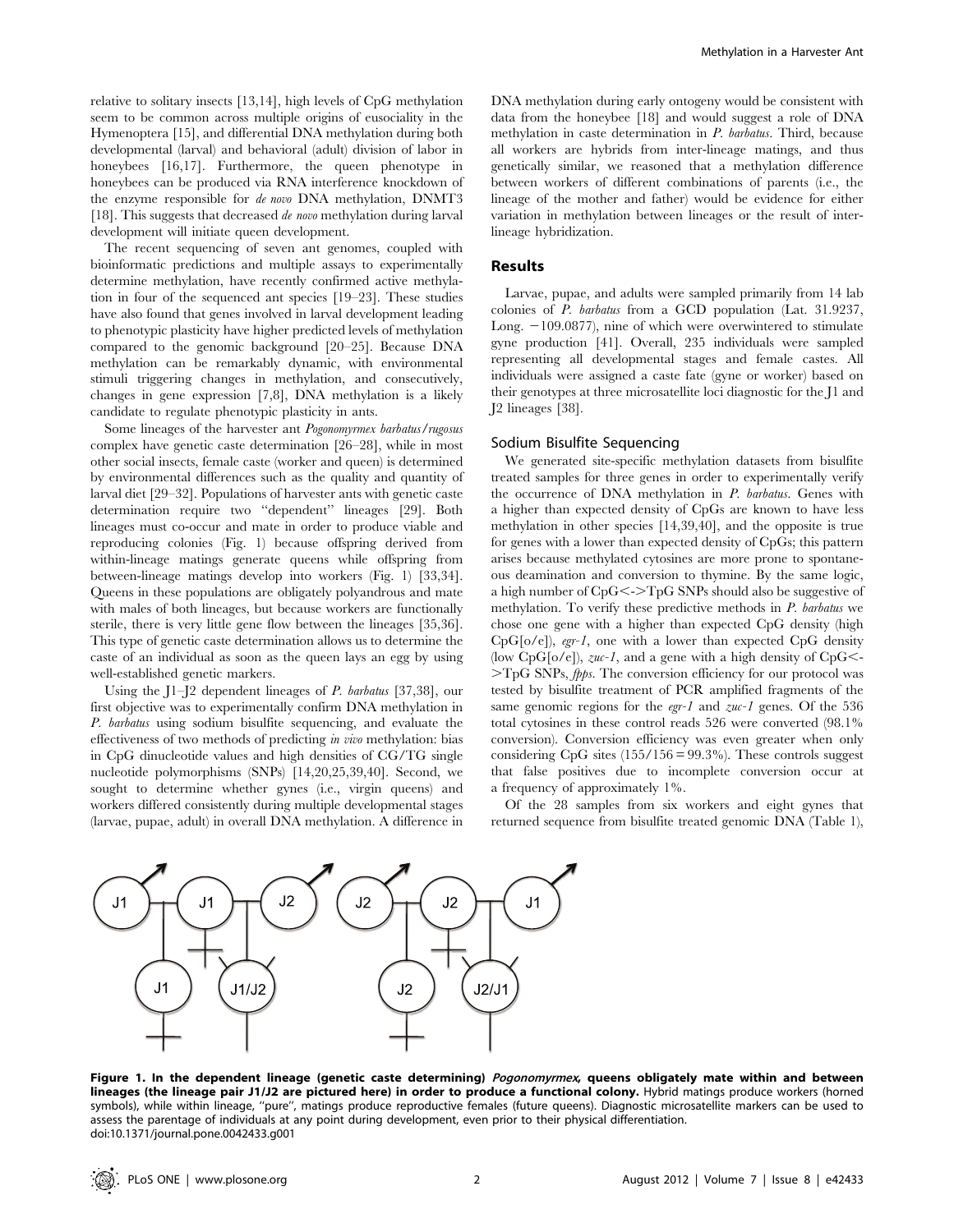relative to solitary insects [13,14], high levels of CpG methylation seem to be common across multiple origins of eusociality in the Hymenoptera [15], and differential DNA methylation during both developmental (larval) and behavioral (adult) division of labor in honeybees [16,17]. Furthermore, the queen phenotype in honeybees can be produced via RNA interference knockdown of the enzyme responsible for *de novo* DNA methylation, DNMT3 [18]. This suggests that decreased *de novo* methylation during larval development will initiate queen development.

The recent sequencing of seven ant genomes, coupled with bioinformatic predictions and multiple assays to experimentally determine methylation, have recently confirmed active methylation in four of the sequenced ant species [19–23]. These studies have also found that genes involved in larval development leading to phenotypic plasticity have higher predicted levels of methylation compared to the genomic background [20–25]. Because DNA methylation can be remarkably dynamic, with environmental stimuli triggering changes in methylation, and consecutively, changes in gene expression [7,8], DNA methylation is a likely candidate to regulate phenotypic plasticity in ants.

Some lineages of the harvester ant *Pogonomyrmex barbatus/rugosus* complex have genetic caste determination [26–28], while in most other social insects, female caste (worker and queen) is determined by environmental differences such as the quality and quantity of larval diet [29–32]. Populations of harvester ants with genetic caste determination require two "dependent" lineages [29]. Both lineages must co-occur and mate in order to produce viable and reproducing colonies (Fig. 1) because offspring derived from within-lineage matings generate queens while offspring from between-lineage matings develop into workers (Fig. 1) [33,34]. Queens in these populations are obligately polyandrous and mate with males of both lineages, but because workers are functionally sterile, there is very little gene flow between the lineages [35,36]. This type of genetic caste determination allows us to determine the caste of an individual as soon as the queen lays an egg by using well-established genetic markers.

Using the J1–J2 dependent lineages of *P. barbatus* [37,38], our first objective was to experimentally confirm DNA methylation in *P. barbatus* using sodium bisulfite sequencing, and evaluate the effectiveness of two methods of predicting *in vivo* methylation: bias in CpG dinucleotide values and high densities of CG/TG single nucleotide polymorphisms (SNPs) [14,20,25,39,40]. Second, we sought to determine whether gynes (i.e., virgin queens) and workers differed consistently during multiple developmental stages (larvae, pupae, adult) in overall DNA methylation. A difference in DNA methylation during early ontogeny would be consistent with data from the honeybee [18] and would suggest a role of DNA methylation in caste determination in *P. barbatus*. Third, because all workers are hybrids from inter-lineage matings, and thus genetically similar, we reasoned that a methylation difference between workers of different combinations of parents (i.e., the lineage of the mother and father) would be evidence for either variation in methylation between lineages or the result of inter-lineage hybridization.

## Results

Larvae, pupae, and adults were sampled primarily from 14 lab colonies of *P. barbatus* from a GCD population (Lat. 31.9237, Long. −109.0877), nine of which were overwintered to stimulate gyne production [41]. Overall, 235 individuals were sampled representing all developmental stages and female castes. All individuals were assigned a caste fate (gyne or worker) based on their genotypes at three microsatellite loci diagnostic for the J1 and J2 lineages [38].

### Sodium Bisulfite Sequencing

We generated site-specific methylation datasets from bisulfite treated samples for three genes in order to experimentally verify the occurrence of DNA methylation in *P. barbatus*. Genes with a higher than expected density of CpGs are known to have less methylation in other species [14,39,40], and the opposite is true for genes with a lower than expected density of CpGs; this pattern arises because methylated cytosines are more prone to spontaneous deamination and conversion to thymine. By the same logic, a high number of CpG<->TpG SNPs should also be suggestive of methylation. To verify these predictive methods in *P. barbatus* we chose one gene with a higher than expected CpG density (high CpG[o/e]), *egr-1*, one with a lower than expected CpG density (low CpG[o/e]), *zuc-1*, and a gene with a high density of CpG<->TpG SNPs, *fpps*. The conversion efficiency for our protocol was tested by bisulfite treatment of PCR amplified fragments of the same genomic regions for the *egr-1* and *zuc-1* genes. Of the 536 total cytosines in these control reads 526 were converted (98.1% conversion). Conversion efficiency was even greater when only considering CpG sites (155/156 = 99.3%). These controls suggest that false positives due to incomplete conversion occur at a frequency of approximately 1%.

Of the 28 samples from six workers and eight gynes that returned sequence from bisulfite treated genomic DNA (Table 1),

**Figure 1. In the dependent lineage (genetic caste determining) *Pogonomyrmex*, queens obligately mate within and between lineages (the lineage pair J1/J2 are pictured here) in order to produce a functional colony.** Hybrid matings produce workers (horned symbols), while within lineage, "pure", matings produce reproductive females (future queens). Diagnostic microsatellite markers can be used to assess the parentage of individuals at any point during development, even prior to their physical differentiation.
doi:10.1371/journal.pone.0042433.g001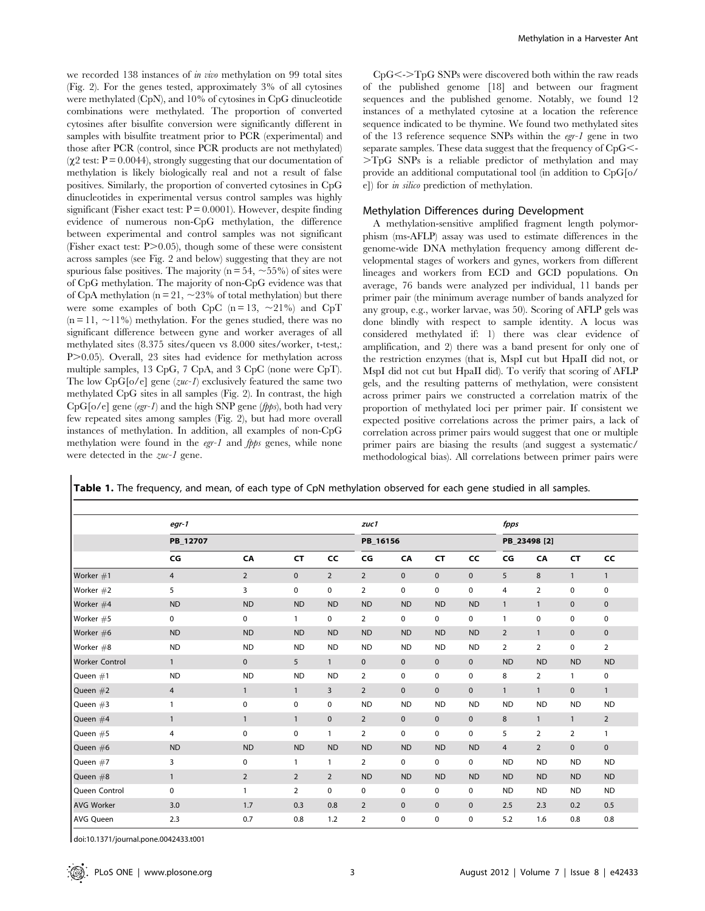we recorded 138 instances of *in vivo* methylation on 99 total sites (Fig. 2). For the genes tested, approximately 3% of all cytosines were methylated (CpN), and 10% of cytosines in CpG dinucleotide combinations were methylated. The proportion of converted cytosines after bisulfite conversion were significantly different in samples with bisulfite treatment prior to PCR (experimental) and those after PCR (control, since PCR products are not methylated) ($\chi 2$ test: $P = 0.0044$), strongly suggesting that our documentation of methylation is likely biologically real and not a result of false positives. Similarly, the proportion of converted cytosines in CpG dinucleotides in experimental versus control samples was highly significant (Fisher exact test: $P = 0.0001$). However, despite finding evidence of numerous non-CpG methylation, the difference between experimental and control samples was not significant (Fisher exact test: $P > 0.05$), though some of these were consistent across samples (see Fig. 2 and below) suggesting that they are not spurious false positives. The majority ($n = 54$, ~55%) of sites were of CpG methylation. The majority of non-CpG evidence was that of CpA methylation ($n = 21$, ~23% of total methylation) but there were some examples of both CpC ($n = 13$, ~21%) and CpT ($n = 11$, ~11%) methylation. For the genes studied, there was no significant difference between gyne and worker averages of all methylated sites (8.375 sites/queen vs 8.000 sites/worker, t-test,: $P > 0.05$). Overall, 23 sites had evidence for methylation across multiple samples, 13 CpG, 7 CpA, and 3 CpC (none were CpT). The low CpG[o/e] gene (*zuc-1*) exclusively featured the same two methylated CpG sites in all samples (Fig. 2). In contrast, the high CpG[o/e] gene (*egr-1*) and the high SNP gene (*fpps*), both had very few repeated sites among samples (Fig. 2), but had more overall instances of methylation. In addition, all examples of non-CpG methylation were found in the *egr-1* and *fpps* genes, while none were detected in the *zuc-1* gene.

CpG<->TpG SNPs were discovered both within the raw reads of the published genome [18] and between our fragment sequences and the published genome. Notably, we found 12 instances of a methylated cytosine at a location the reference sequence indicated to be thymine. We found two methylated sites of the 13 reference sequence SNPs within the *egr-1* gene in two separate samples. These data suggest that the frequency of CpG<->TpG SNPs is a reliable predictor of methylation and may provide an additional computational tool (in addition to CpG[o/e]) for *in silico* prediction of methylation.

## Methylation Differences during Development

A methylation-sensitive amplified fragment length polymorphism (ms-AFLP) assay was used to estimate differences in the genome-wide DNA methylation frequency among different developmental stages of workers and gynes, workers from different lineages and workers from ECD and GCD populations. On average, 76 bands were analyzed per individual, 11 bands per primer pair (the minimum average number of bands analyzed for any group, e.g., worker larvae, was 50). Scoring of AFLP gels was done blindly with respect to sample identity. A locus was considered methylated if: 1) there was clear evidence of amplification, and 2) there was a band present for only one of the restriction enzymes (that is, MspI cut but HpaII did not, or MspI did not cut but HpaII did). To verify that scoring of AFLP gels, and the resulting patterns of methylation, were consistent across primer pairs we constructed a correlation matrix of the proportion of methylated loci per primer pair. If consistent we expected positive correlations across the primer pairs, a lack of correlation across primer pairs would suggest that one or multiple primer pairs are biasing the results (and suggest a systematic/methodological bias). All correlations between primer pairs were

**Table 1.** The frequency, and mean, of each type of CpN methylation observed for each gene studied in all samples.

| | *egr-1* | | | | *zuc1* | | | | *fpps* | | | |
|---|---|---|---|---|---|---|---|---|---|---|---|---|
| | PB_12707 | | | | PB_16156 | | | | PB_23498 [2] | | | |
| | CG | CA | CT | CC | CG | CA | CT | CC | CG | CA | CT | CC |
| Worker #1 | 4 | 2 | 0 | 2 | 2 | 0 | 0 | 0 | 5 | 8 | 1 | 1 |
| Worker #2 | 5 | 3 | 0 | 0 | 2 | 0 | 0 | 0 | 4 | 2 | 0 | 0 |
| Worker #4 | ND | ND | ND | ND | ND | ND | ND | ND | 1 | 1 | 0 | 0 |
| Worker #5 | 0 | 0 | 1 | 0 | 2 | 0 | 0 | 0 | 1 | 0 | 0 | 0 |
| Worker #6 | ND | ND | ND | ND | ND | ND | ND | ND | 2 | 1 | 0 | 0 |
| Worker #8 | ND | ND | ND | ND | ND | ND | ND | ND | 2 | 2 | 0 | 2 |
| Worker Control | 1 | 0 | 5 | 1 | 0 | 0 | 0 | 0 | ND | ND | ND | ND |
| Queen #1 | ND | ND | ND | ND | 2 | 0 | 0 | 0 | 8 | 2 | 1 | 0 |
| Queen #2 | 4 | 1 | 1 | 3 | 2 | 0 | 0 | 0 | 1 | 1 | 0 | 1 |
| Queen #3 | 1 | 0 | 0 | 0 | ND | ND | ND | ND | ND | ND | ND | ND |
| Queen #4 | 1 | 1 | 1 | 0 | 2 | 0 | 0 | 0 | 8 | 1 | 1 | 2 |
| Queen #5 | 4 | 0 | 0 | 1 | 2 | 0 | 0 | 0 | 5 | 2 | 2 | 1 |
| Queen #6 | ND | ND | ND | ND | ND | ND | ND | ND | 4 | 2 | 0 | 0 |
| Queen #7 | 3 | 0 | 1 | 1 | 2 | 0 | 0 | 0 | ND | ND | ND | ND |
| Queen #8 | 1 | 2 | 2 | 2 | ND | ND | ND | ND | ND | ND | ND | ND |
| Queen Control | 0 | 1 | 2 | 0 | 0 | 0 | 0 | 0 | ND | ND | ND | ND |
| AVG Worker | 3.0 | 1.7 | 0.3 | 0.8 | 2 | 0 | 0 | 0 | 2.5 | 2.3 | 0.2 | 0.5 |
| AVG Queen | 2.3 | 0.7 | 0.8 | 1.2 | 2 | 0 | 0 | 0 | 5.2 | 1.6 | 0.8 | 0.8 |

doi:10.1371/journal.pone.0042433.t001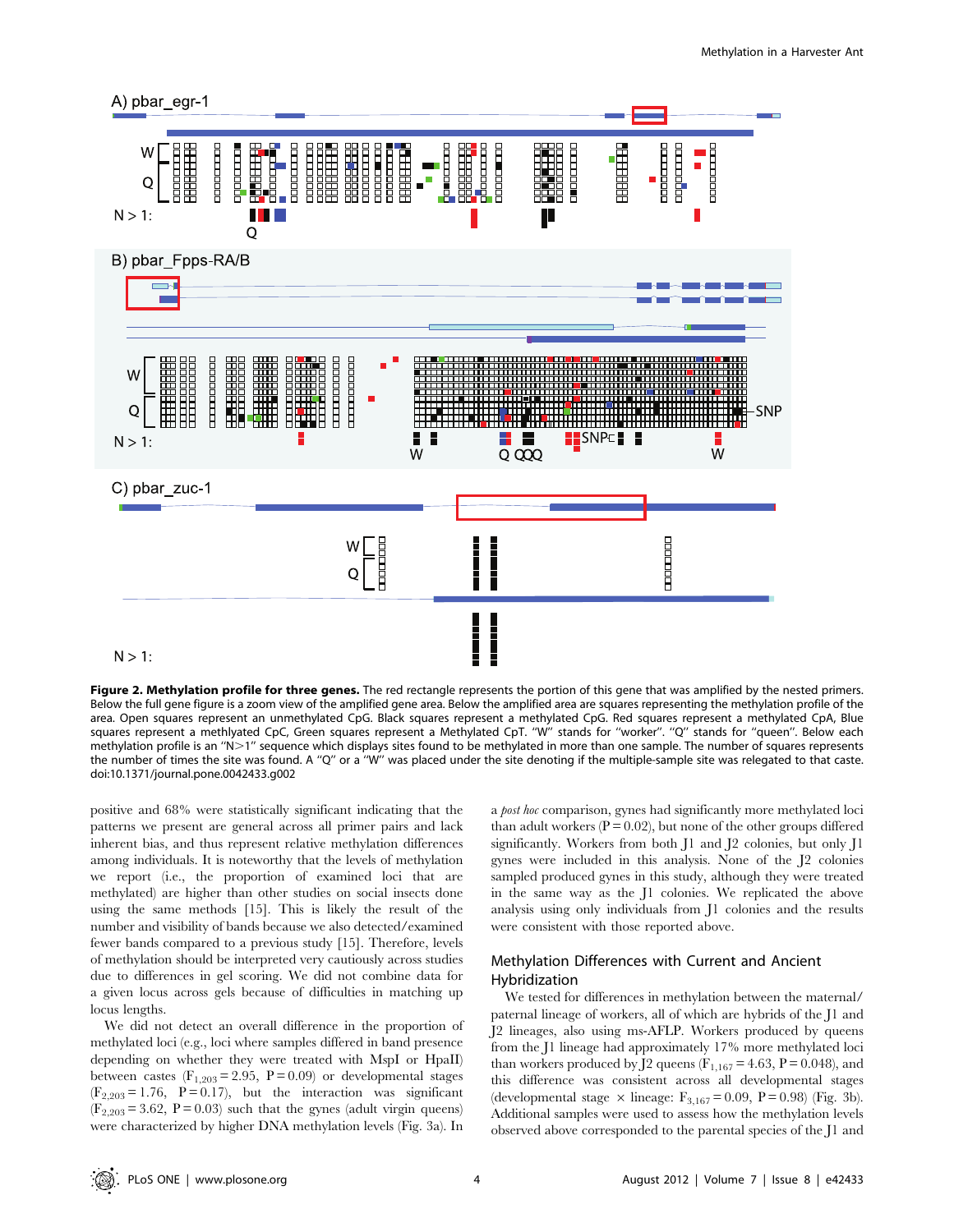**Figure 2. Methylation profile for three genes.** The red rectangle represents the portion of this gene that was amplified by the nested primers. Below the full gene figure is a zoom view of the amplified gene area. Below the amplified area are squares representing the methylation profile of the area. Open squares represent an unmethylated CpG. Black squares represent a methylated CpG. Red squares represent a methylated CpA, Blue squares represent a methlyated CpC, Green squares represent a Methylated CpT. "W" stands for "worker". "Q" stands for "queen". Below each methylation profile is an "N>1" sequence which displays sites found to be methylated in more than one sample. The number of squares represents the number of times the site was found. A "Q" or a "W" was placed under the site denoting if the multiple-sample site was relegated to that caste.
doi:10.1371/journal.pone.0042433.g002

positive and 68% were statistically significant indicating that the patterns we present are general across all primer pairs and lack inherent bias, and thus represent relative methylation differences among individuals. It is noteworthy that the levels of methylation we report (i.e., the proportion of examined loci that are methylated) are higher than other studies on social insects done using the same methods [15]. This is likely the result of the number and visibility of bands because we also detected/examined fewer bands compared to a previous study [15]. Therefore, levels of methylation should be interpreted very cautiously across studies due to differences in gel scoring. We did not combine data for a given locus across gels because of difficulties in matching up locus lengths.

We did not detect an overall difference in the proportion of methylated loci (e.g., loci where samples differed in band presence depending on whether they were treated with MspI or HpaII) between castes ($F_{1,203} = 2.95$, $P = 0.09$) or developmental stages ($F_{2,203} = 1.76$, $P = 0.17$), but the interaction was significant ($F_{2,203} = 3.62$, $P = 0.03$) such that the gynes (adult virgin queens) were characterized by higher DNA methylation levels (Fig. 3a). In a *post hoc* comparison, gynes had significantly more methylated loci than adult workers ($P = 0.02$), but none of the other groups differed significantly. Workers from both J1 and J2 colonies, but only J1 gynes were included in this analysis. None of the J2 colonies sampled produced gynes in this study, although they were treated in the same way as the J1 colonies. We replicated the above analysis using only individuals from J1 colonies and the results were consistent with those reported above.

## Methylation Differences with Current and Ancient Hybridization

We tested for differences in methylation between the maternal/paternal lineage of workers, all of which are hybrids of the J1 and J2 lineages, also using ms-AFLP. Workers produced by queens from the J1 lineage had approximately 17% more methylated loci than workers produced by J2 queens ($F_{1,167} = 4.63$, $P = 0.048$), and this difference was consistent across all developmental stages (developmental stage × lineage: $F_{3,167} = 0.09$, $P = 0.98$) (Fig. 3b). Additional samples were used to assess how the methylation levels observed above corresponded to the parental species of the J1 and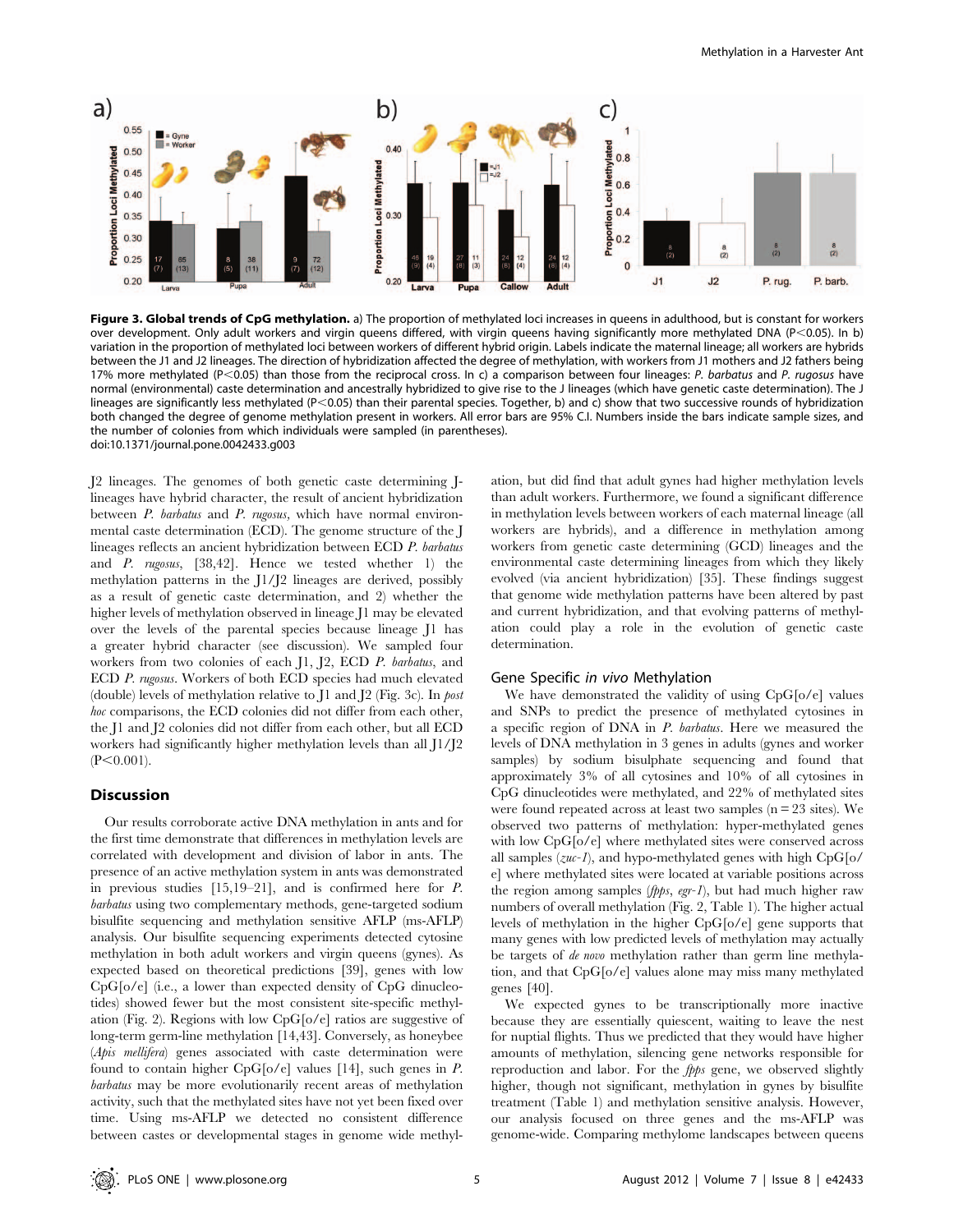Figure 3. Global trends of CpG methylation. a) The proportion of methylated loci increases in queens in adulthood, but is constant for workers over development. Only adult workers and virgin queens differed, with virgin queens having significantly more methylated DNA (P<0.05). In b) variation in the proportion of methylated loci between workers of different hybrid origin. Labels indicate the maternal lineage; all workers are hybrids between the J1 and J2 lineages. The direction of hybridization affected the degree of methylation, with workers from J1 mothers and J2 fathers being 17% more methylated (P<0.05) than those from the reciprocal cross. In c) a comparison between four lineages: *P. barbatus* and *P. rugosus* have normal (environmental) caste determination and ancestrally hybridized to give rise to the J lineages (which have genetic caste determination). The J lineages are significantly less methylated (P<0.05) than their parental species. Together, b) and c) show that two successive rounds of hybridization both changed the degree of genome methylation present in workers. All error bars are 95% C.I. Numbers inside the bars indicate sample sizes, and the number of colonies from which individuals were sampled (in parentheses).
doi:10.1371/journal.pone.0042433.g003

J2 lineages. The genomes of both genetic caste determining J-lineages have hybrid character, the result of ancient hybridization between *P. barbatus* and *P. rugosus*, which have normal environmental caste determination (ECD). The genome structure of the J lineages reflects an ancient hybridization between ECD *P. barbatus* and *P. rugosus*, [38,42]. Hence we tested whether 1) the methylation patterns in the J1/J2 lineages are derived, possibly as a result of genetic caste determination, and 2) whether the higher levels of methylation observed in lineage J1 may be elevated over the levels of the parental species because lineage J1 has a greater hybrid character (see discussion). We sampled four workers from two colonies of each J1, J2, ECD *P. barbatus*, and ECD *P. rugosus*. Workers of both ECD species had much elevated (double) levels of methylation relative to J1 and J2 (Fig. 3c). In *post hoc* comparisons, the ECD colonies did not differ from each other, the J1 and J2 colonies did not differ from each other, but all ECD workers had significantly higher methylation levels than all J1/J2 (P<0.001).

## Discussion

Our results corroborate active DNA methylation in ants and for the first time demonstrate that differences in methylation levels are correlated with development and division of labor in ants. The presence of an active methylation system in ants was demonstrated in previous studies [15,19–21], and is confirmed here for *P. barbatus* using two complementary methods, gene-targeted sodium bisulfite sequencing and methylation sensitive AFLP (ms-AFLP) analysis. Our bisulfite sequencing experiments detected cytosine methylation in both adult workers and virgin queens (gynes). As expected based on theoretical predictions [39], genes with low CpG[o/e] (i.e., a lower than expected density of CpG dinucleotides) showed fewer but the most consistent site-specific methylation (Fig. 2). Regions with low CpG[o/e] ratios are suggestive of long-term germ-line methylation [14,43]. Conversely, as honeybee (*Apis mellifera*) genes associated with caste determination were found to contain higher CpG[o/e] values [14], such genes in *P. barbatus* may be more evolutionarily recent areas of methylation activity, such that the methylated sites have not yet been fixed over time. Using ms-AFLP we detected no consistent difference between castes or developmental stages in genome wide methylation, but did find that adult gynes had higher methylation levels than adult workers. Furthermore, we found a significant difference in methylation levels between workers of each maternal lineage (all workers are hybrids), and a difference in methylation among workers from genetic caste determining (GCD) lineages and the environmental caste determining lineages from which they likely evolved (via ancient hybridization) [35]. These findings suggest that genome wide methylation patterns have been altered by past and current hybridization, and that evolving patterns of methylation could play a role in the evolution of genetic caste determination.

### Gene Specific *in vivo* Methylation

We have demonstrated the validity of using CpG[o/e] values and SNPs to predict the presence of methylated cytosines in a specific region of DNA in *P. barbatus*. Here we measured the levels of DNA methylation in 3 genes in adults (gynes and worker samples) by sodium bisulphate sequencing and found that approximately 3% of all cytosines and 10% of all cytosines in CpG dinucleotides were methylated, and 22% of methylated sites were found repeated across at least two samples ($n = 23$ sites). We observed two patterns of methylation: hyper-methylated genes with low CpG[o/e] where methylated sites were conserved across all samples (*zuc-1*), and hypo-methylated genes with high CpG[o/e] where methylated sites were located at variable positions across the region among samples (*fpps*, *egr-1*), but had much higher raw numbers of overall methylation (Fig. 2, Table 1). The higher actual levels of methylation in the higher CpG[o/e] gene supports that many genes with low predicted levels of methylation may actually be targets of *de novo* methylation rather than germ line methylation, and that CpG[o/e] values alone may miss many methylated genes [40].

We expected gynes to be transcriptionally more inactive because they are essentially quiescent, waiting to leave the nest for nuptial flights. Thus we predicted that they would have higher amounts of methylation, silencing gene networks responsible for reproduction and labor. For the *fpps* gene, we observed slightly higher, though not significant, methylation in gynes by bisulfite treatment (Table 1) and methylation sensitive analysis. However, our analysis focused on three genes and the ms-AFLP was genome-wide. Comparing methylome landscapes between queens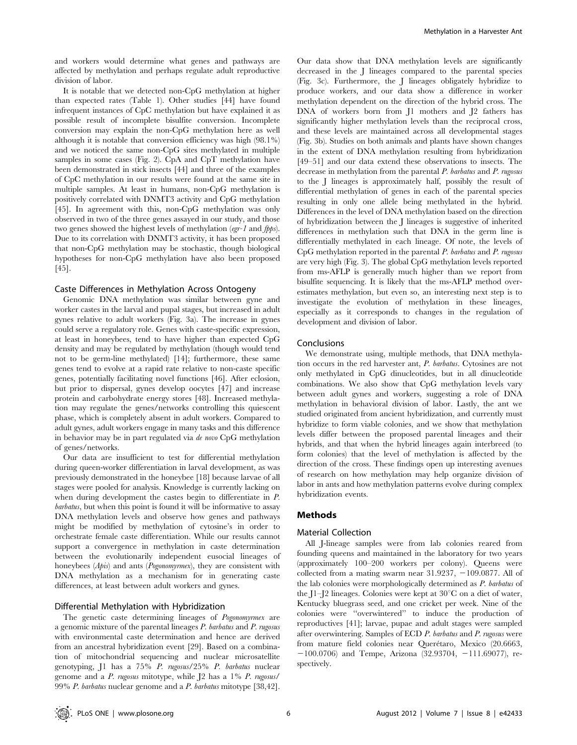and workers would determine what genes and pathways are affected by methylation and perhaps regulate adult reproductive division of labor.

It is notable that we detected non-CpG methylation at higher than expected rates (Table 1). Other studies [44] have found infrequent instances of CpC methylation but have explained it as possible result of incomplete bisulfite conversion. Incomplete conversion may explain the non-CpG methylation here as well although it is notable that conversion efficiency was high (98.1%) and we noticed the same non-CpG sites methylated in multiple samples in some cases (Fig. 2). CpA and CpT methylation have been demonstrated in stick insects [44] and three of the examples of CpC methylation in our results were found at the same site in multiple samples. At least in humans, non-CpG methylation is positively correlated with DNMT3 activity and CpG methylation [45]. In agreement with this, non-CpG methylation was only observed in two of the three genes assayed in our study, and those two genes showed the highest levels of methylation (*egr-1* and *fpps*). Due to its correlation with DNMT3 activity, it has been proposed that non-CpG methylation may be stochastic, though biological hypotheses for non-CpG methylation have also been proposed [45].

### Caste Differences in Methylation Across Ontogeny

Genomic DNA methylation was similar between gyne and worker castes in the larval and pupal stages, but increased in adult gynes relative to adult workers (Fig. 3a). The increase in gynes could serve a regulatory role. Genes with caste-specific expression, at least in honeybees, tend to have higher than expected CpG density and may be regulated by methylation (though would tend not to be germ-line methylated) [14]; furthermore, these same genes tend to evolve at a rapid rate relative to non-caste specific genes, potentially facilitating novel functions [46]. After eclosion, but prior to dispersal, gynes develop oocytes [47] and increase protein and carbohydrate energy stores [48]. Increased methylation may regulate the genes/networks controlling this quiescent phase, which is completely absent in adult workers. Compared to adult gynes, adult workers engage in many tasks and this difference in behavior may be in part regulated via *de novo* CpG methylation of genes/networks.

Our data are insufficient to test for differential methylation during queen-worker differentiation in larval development, as was previously demonstrated in the honeybee [18] because larvae of all stages were pooled for analysis. Knowledge is currently lacking on when during development the castes begin to differentiate in *P. barbatus*, but when this point is found it will be informative to assay DNA methylation levels and observe how genes and pathways might be modified by methylation of cytosine's in order to orchestrate female caste differentiation. While our results cannot support a convergence in methylation in caste determination between the evolutionarily independent eusocial lineages of honeybees (*Apis*) and ants (*Pogonomyrmex*), they are consistent with DNA methylation as a mechanism for in generating caste differences, at least between adult workers and gynes.

### Differential Methylation with Hybridization

The genetic caste determining lineages of *Pogonomyrmex* are a genomic mixture of the parental lineages *P. barbatus* and *P. rugosus* with environmental caste determination and hence are derived from an ancestral hybridization event [29]. Based on a combination of mitochondrial sequencing and nuclear microsatellite genotyping, J1 has a 75% *P. rugosus*/25% *P. barbatus* nuclear genome and a *P. rugosus* mitotype, while J2 has a 1% *P. rugosus*/99% *P. barbatus* nuclear genome and a *P. barbatus* mitotype [38,42]. Our data show that DNA methylation levels are significantly decreased in the J lineages compared to the parental species (Fig. 3c). Furthermore, the J lineages obligately hybridize to produce workers, and our data show a difference in worker methylation dependent on the direction of the hybrid cross. The DNA of workers born from J1 mothers and J2 fathers has significantly higher methylation levels than the reciprocal cross, and these levels are maintained across all developmental stages (Fig. 3b). Studies on both animals and plants have shown changes in the extent of DNA methylation resulting from hybridization [49–51] and our data extend these observations to insects. The decrease in methylation from the parental *P. barbatus* and *P. rugosus* to the J lineages is approximately half, possibly the result of differential methylation of genes in each of the parental species resulting in only one allele being methylated in the hybrid. Differences in the level of DNA methylation based on the direction of hybridization between the J lineages is suggestive of inherited differences in methylation such that DNA in the germ line is differentially methylated in each lineage. Of note, the levels of CpG methylation reported in the parental *P. barbatus* and *P. rugosus* are very high (Fig. 3). The global CpG methylation levels reported from ms-AFLP is generally much higher than we report from bisulfite sequencing. It is likely that the ms-AFLP method overestimates methylation, but even so, an interesting next step is to investigate the evolution of methylation in these lineages, especially as it corresponds to changes in the regulation of development and division of labor.

### Conclusions

We demonstrate using, multiple methods, that DNA methylation occurs in the red harvester ant, *P. barbatus*. Cytosines are not only methylated in CpG dinucleotides, but in all dinucleotide combinations. We also show that CpG methylation levels vary between adult gynes and workers, suggesting a role of DNA methylation in behavioral division of labor. Lastly, the ant we studied originated from ancient hybridization, and currently must hybridize to form viable colonies, and we show that methylation levels differ between the proposed parental lineages and their hybrids, and that when the hybrid lineages again interbreed (to form colonies) that the level of methylation is affected by the direction of the cross. These findings open up interesting avenues of research on how methylation may help organize division of labor in ants and how methylation patterns evolve during complex hybridization events.

## Methods

### Material Collection

All J-lineage samples were from lab colonies reared from founding queens and maintained in the laboratory for two years (approximately 100–200 workers per colony). Queens were collected from a mating swarm near 31.9237, −109.0877. All of the lab colonies were morphologically determined as *P. barbatus* of the J1–J2 lineages. Colonies were kept at 30°C on a diet of water, Kentucky bluegrass seed, and one cricket per week. Nine of the colonies were "overwintered" to induce the production of reproductives [41]; larvae, pupae and adult stages were sampled after overwintering. Samples of ECD *P. barbatus* and *P. rugosus* were from mature field colonies near Querétaro, Mexico (20.6663, −100.0706) and Tempe, Arizona (32.93704, −111.69077), respectively.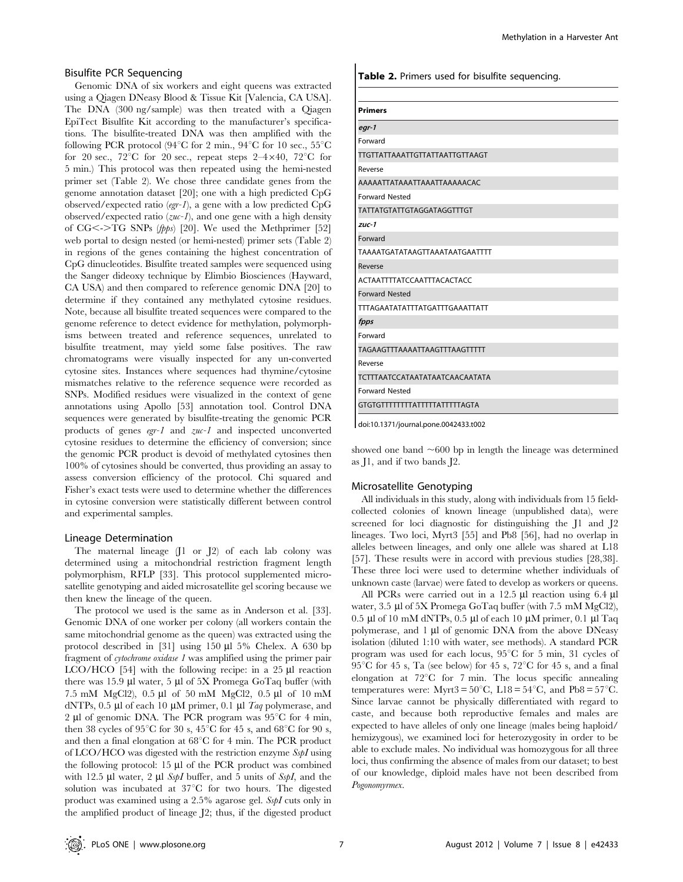### Bisulfite PCR Sequencing

Genomic DNA of six workers and eight queens was extracted using a Qiagen DNeasy Blood & Tissue Kit [Valencia, CA USA]. The DNA (300 ng/sample) was then treated with a Qiagen EpiTect Bisulfite Kit according to the manufacturer's specifications. The bisulfite-treated DNA was then amplified with the following PCR protocol (94°C for 2 min., 94°C for 10 sec., 55°C for 20 sec., 72°C for 20 sec., repeat steps 2–4×40, 72°C for 5 min.) This protocol was then repeated using the hemi-nested primer set (Table 2). We chose three candidate genes from the genome annotation dataset [20]; one with a high predicted CpG observed/expected ratio (*egr-1*), a gene with a low predicted CpG observed/expected ratio (*zuc-1*), and one gene with a high density of CG<->TG SNPs (*fpps*) [20]. We used the Methprimer [52] web portal to design nested (or hemi-nested) primer sets (Table 2) in regions of the genes containing the highest concentration of CpG dinucleotides. Bisulfite treated samples were sequenced using the Sanger dideoxy technique by Elimbio Biosciences (Hayward, CA USA) and then compared to reference genomic DNA [20] to determine if they contained any methylated cytosine residues. Note, because all bisulfite treated sequences were compared to the genome reference to detect evidence for methylation, polymorphisms between treated and reference sequences, unrelated to bisulfite treatment, may yield some false positives. The raw chromatograms were visually inspected for any un-converted cytosine sites. Instances where sequences had thymine/cytosine mismatches relative to the reference sequence were recorded as SNPs. Modified residues were visualized in the context of gene annotations using Apollo [53] annotation tool. Control DNA sequences were generated by bisulfite-treating the genomic PCR products of genes *egr-1* and *zuc-1* and inspected unconverted cytosine residues to determine the efficiency of conversion; since the genomic PCR product is devoid of methylated cytosines then 100% of cytosines should be converted, thus providing an assay to assess conversion efficiency of the protocol. Chi squared and Fisher's exact tests were used to determine whether the differences in cytosine conversion were statistically different between control and experimental samples.

**Table 2.** Primers used for bisulfite sequencing.

| Primers |
|---|
| ***egr-1*** |
| Forward |
| TTGTTATTAAATTGTTATTAATTGTTAAGT |
| Reverse |
| AAAAATTATAAATTAAATTAAAAACAC |
| Forward Nested |
| TATTATGTATTGTAGGATAGGTTTGT |
| ***zuc-1*** |
| Forward |
| TAAAATGATATAAGTTAAATAATGAATTTT |
| Reverse |
| ACTAATTTTATCCAATTTACACTACC |
| Forward Nested |
| TTTAGAATATATTTATGATTTGAAATTATT |
| ***fpps*** |
| Forward |
| TAGAAGTTTAAAATTAAGTTTAAGTTTTT |
| Reverse |
| TCTTTAATCCATAATATAATCAACAATATA |
| Forward Nested |
| GTGTGTTTTTTTTATTTTTATTTTTAGTA |

doi:10.1371/journal.pone.0042433.t002

### Lineage Determination

The maternal lineage (J1 or J2) of each lab colony was determined using a mitochondrial restriction fragment length polymorphism, RFLP [33]. This protocol supplemented microsatellite genotyping and aided microsatellite gel scoring because we then knew the lineage of the queen.

The protocol we used is the same as in Anderson et al. [33]. Genomic DNA of one worker per colony (all workers contain the same mitochondrial genome as the queen) was extracted using the protocol described in [31] using 150 µl 5% Chelex. A 630 bp fragment of *cytochrome oxidase 1* was amplified using the primer pair LCO/HCO [54] with the following recipe: in a 25 µl reaction there was 15.9 µl water, 5 µl of 5X Promega GoTaq buffer (with 7.5 mM MgCl2), 0.5 µl of 50 mM MgCl2, 0.5 µl of 10 mM dNTPs, 0.5 µl of each 10 µM primer, 0.1 µl *Taq* polymerase, and 2 µl of genomic DNA. The PCR program was 95°C for 4 min, then 38 cycles of 95°C for 30 s, 45°C for 45 s, and 68°C for 90 s, and then a final elongation at 68°C for 4 min. The PCR product of LCO/HCO was digested with the restriction enzyme *SspI* using the following protocol: 15 µl of the PCR product was combined with 12.5 µl water, 2 µl *SspI* buffer, and 5 units of *SspI*, and the solution was incubated at 37°C for two hours. The digested product was examined using a 2.5% agarose gel. *SspI* cuts only in the amplified product of lineage J2; thus, if the digested product showed one band ~600 bp in length the lineage was determined as J1, and if two bands J2.

### Microsatellite Genotyping

All individuals in this study, along with individuals from 15 field-collected colonies of known lineage (unpublished data), were screened for loci diagnostic for distinguishing the J1 and J2 lineages. Two loci, Myrt3 [55] and Pb8 [56], had no overlap in alleles between lineages, and only one allele was shared at L18 [57]. These results were in accord with previous studies [28,38]. These three loci were used to determine whether individuals of unknown caste (larvae) were fated to develop as workers or queens.

All PCRs were carried out in a 12.5 µl reaction using 6.4 µl water, 3.5 µl of 5X Promega GoTaq buffer (with 7.5 mM MgCl2), 0.5 µl of 10 mM dNTPs, 0.5 µl of each 10 µM primer, 0.1 µl Taq polymerase, and 1 µl of genomic DNA from the above DNeasy isolation (diluted 1:10 with water, see methods). A standard PCR program was used for each locus, 95°C for 5 min, 31 cycles of 95°C for 45 s, Ta (see below) for 45 s, 72°C for 45 s, and a final elongation at 72°C for 7 min. The locus specific annealing temperatures were: Myrt3 = 50°C, L18 = 54°C, and Pb8 = 57°C. Since larvae cannot be physically differentiated with regard to caste, and because both reproductive females and males are expected to have alleles of only one lineage (males being haploid/hemizygous), we examined loci for heterozygosity in order to be able to exclude males. No individual was homozygous for all three loci, thus confirming the absence of males from our dataset; to best of our knowledge, diploid males have not been described from *Pogonomyrmex*.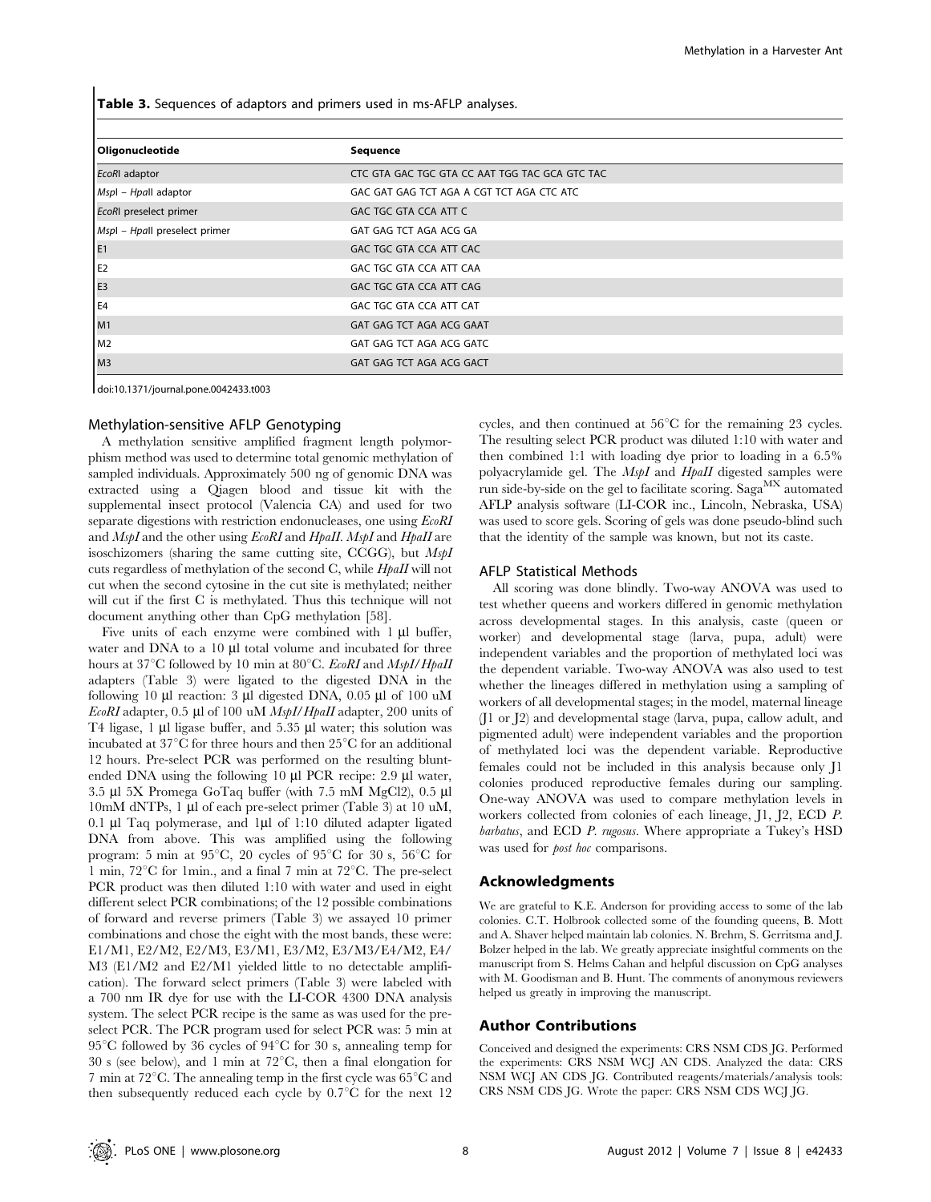**Table 3.** Sequences of adaptors and primers used in ms-AFLP analyses.

| Oligonucleotide | Sequence |
|---|---|
| *EcoRI* adaptor | CTC GTA GAC TGC GTA CC AAT TGG TAC GCA GTC TAC |
| *MspI* – *HpaII* adaptor | GAC GAT GAG TCT AGA A CGT TCT AGA CTC ATC |
| *EcoRI* preselect primer | GAC TGC GTA CCA ATT C |
| *MspI* – *HpaII* preselect primer | GAT GAG TCT AGA ACG GA |
| E1 | GAC TGC GTA CCA ATT CAC |
| E2 | GAC TGC GTA CCA ATT CAA |
| E3 | GAC TGC GTA CCA ATT CAG |
| E4 | GAC TGC GTA CCA ATT CAT |
| M1 | GAT GAG TCT AGA ACG GAAT |
| M2 | GAT GAG TCT AGA ACG GATC |
| M3 | GAT GAG TCT AGA ACG GACT |

doi:10.1371/journal.pone.0042433.t003

### Methylation-sensitive AFLP Genotyping

A methylation sensitive amplified fragment length polymorphism method was used to determine total genomic methylation of sampled individuals. Approximately 500 ng of genomic DNA was extracted using a Qiagen blood and tissue kit with the supplemental insect protocol (Valencia CA) and used for two separate digestions with restriction endonucleases, one using *EcoRI* and *MspI* and the other using *EcoRI* and *HpaII*. *MspI* and *HpaII* are isoschizomers (sharing the same cutting site, CCGG), but *MspI* cuts regardless of methylation of the second C, while *HpaII* will not cut when the second cytosine in the cut site is methylated; neither will cut if the first C is methylated. Thus this technique will not document anything other than CpG methylation [58].

Five units of each enzyme were combined with 1 µl buffer, water and DNA to a 10 µl total volume and incubated for three hours at 37°C followed by 10 min at 80°C. *EcoRI* and *MspI/HpaII* adapters (Table 3) were ligated to the digested DNA in the following 10 µl reaction: 3 µl digested DNA, 0.05 µl of 100 uM *EcoRI* adapter, 0.5 µl of 100 uM *MspI/HpaII* adapter, 200 units of T4 ligase, 1 µl ligase buffer, and 5.35 µl water; this solution was incubated at 37°C for three hours and then 25°C for an additional 12 hours. Pre-select PCR was performed on the resulting blunt-ended DNA using the following 10 µl PCR recipe: 2.9 µl water, 3.5 µl 5X Promega GoTaq buffer (with 7.5 mM MgCl2), 0.5 µl 10mM dNTPs, 1 µl of each pre-select primer (Table 3) at 10 uM, 0.1 µl Taq polymerase, and 1µl of 1:10 diluted adapter ligated DNA from above. This was amplified using the following program: 5 min at 95°C, 20 cycles of 95°C for 30 s, 56°C for 1 min, 72°C for 1min., and a final 7 min at 72°C. The pre-select PCR product was then diluted 1:10 with water and used in eight different select PCR combinations; of the 12 possible combinations of forward and reverse primers (Table 3) we assayed 10 primer combinations and chose the eight with the most bands, these were: E1/M1, E2/M2, E2/M3, E3/M1, E3/M2, E3/M3/E4/M2, E4/M3 (E1/M2 and E2/M1 yielded little to no detectable amplification). The forward select primers (Table 3) were labeled with a 700 nm IR dye for use with the LI-COR 4300 DNA analysis system. The select PCR recipe is the same as was used for the pre-select PCR. The PCR program used for select PCR was: 5 min at 95°C followed by 36 cycles of 94°C for 30 s, annealing temp for 30 s (see below), and 1 min at 72°C, then a final elongation for 7 min at 72°C. The annealing temp in the first cycle was 65°C and then subsequently reduced each cycle by 0.7°C for the next 12 cycles, and then continued at 56°C for the remaining 23 cycles. The resulting select PCR product was diluted 1:10 with water and then combined 1:1 with loading dye prior to loading in a 6.5% polyacrylamide gel. The *MspI* and *HpaII* digested samples were run side-by-side on the gel to facilitate scoring. Saga$^{MX}$ automated AFLP analysis software (LI-COR inc., Lincoln, Nebraska, USA) was used to score gels. Scoring of gels was done pseudo-blind such that the identity of the sample was known, but not its caste.

### AFLP Statistical Methods

All scoring was done blindly. Two-way ANOVA was used to test whether queens and workers differed in genomic methylation across developmental stages. In this analysis, caste (queen or worker) and developmental stage (larva, pupa, adult) were independent variables and the proportion of methylated loci was the dependent variable. Two-way ANOVA was also used to test whether the lineages differed in methylation using a sampling of workers of all developmental stages; in the model, maternal lineage (J1 or J2) and developmental stage (larva, pupa, callow adult, and pigmented adult) were independent variables and the proportion of methylated loci was the dependent variable. Reproductive females could not be included in this analysis because only J1 colonies produced reproductive females during our sampling. One-way ANOVA was used to compare methylation levels in workers collected from colonies of each lineage, J1, J2, ECD *P. barbatus*, and ECD *P. rugosus*. Where appropriate a Tukey's HSD was used for *post hoc* comparisons.

## Acknowledgments

We are grateful to K.E. Anderson for providing access to some of the lab colonies. C.T. Holbrook collected some of the founding queens, B. Mott and A. Shaver helped maintain lab colonies. N. Brehm, S. Gerritsma and J. Bolzer helped in the lab. We greatly appreciate insightful comments on the manuscript from S. Helms Cahan and helpful discussion on CpG analyses with M. Goodisman and B. Hunt. The comments of anonymous reviewers helped us greatly in improving the manuscript.

## Author Contributions

Conceived and designed the experiments: CRS NSM CDS JG. Performed the experiments: CRS NSM WCJ AN CDS. Analyzed the data: CRS NSM WCJ AN CDS JG. Contributed reagents/materials/analysis tools: CRS NSM CDS JG. Wrote the paper: CRS NSM CDS WCJ JG.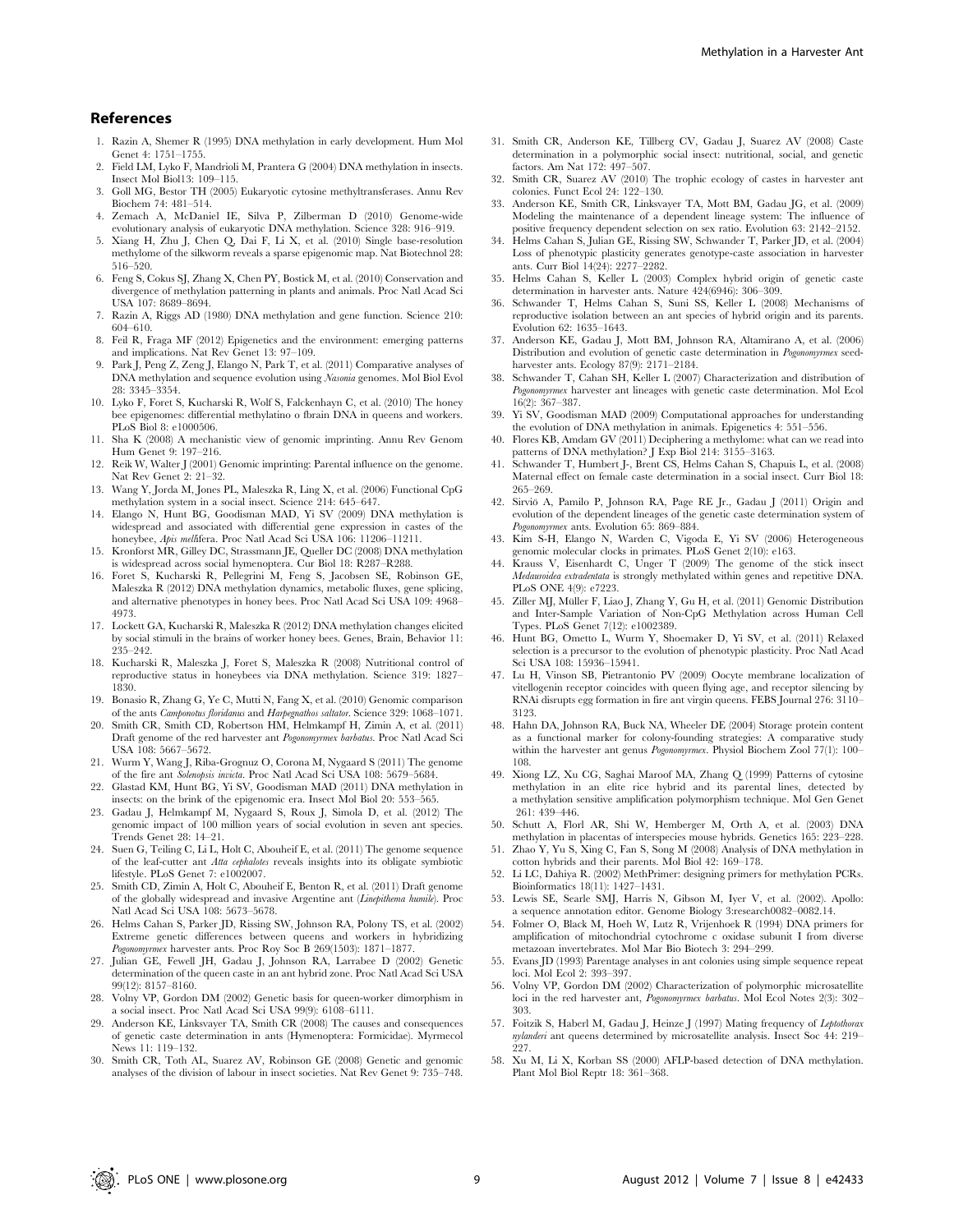## References

1. Razin A, Shemer R (1995) DNA methylation in early development. Hum Mol Genet 4: 1751–1755.
2. Field LM, Lyko F, Mandrioli M, Prantera G (2004) DNA methylation in insects. Insect Mol Biol13: 109–115.
3. Goll MG, Bestor TH (2005) Eukaryotic cytosine methyltransferases. Annu Rev Biochem 74: 481–514.
4. Zemach A, McDaniel IE, Silva P, Zilberman D (2010) Genome-wide evolutionary analysis of eukaryotic DNA methylation. Science 328: 916–919.
5. Xiang H, Zhu J, Chen Q, Dai F, Li X, et al. (2010) Single base-resolution methylome of the silkworm reveals a sparse epigenomic map. Nat Biotechnol 28: 516–520.
6. Feng S, Cokus SJ, Zhang X, Chen PY, Bostick M, et al. (2010) Conservation and divergence of methylation patterning in plants and animals. Proc Natl Acad Sci USA 107: 8689–8694.
7. Razin A, Riggs AD (1980) DNA methylation and gene function. Science 210: 604–610.
8. Feil R, Fraga MF (2012) Epigenetics and the environment: emerging patterns and implications. Nat Rev Genet 13: 97–109.
9. Park J, Peng Z, Zeng J, Elango N, Park T, et al. (2011) Comparative analyses of DNA methylation and sequence evolution using *Nasonia* genomes. Mol Biol Evol 28: 3345–3354.
10. Lyko F, Foret S, Kucharski R, Wolf S, Falckenhayn C, et al. (2010) The honey bee epigenomes: differential methylatino o fbrain DNA in queens and workers. PLoS Biol 8: e1000506.
11. Sha K (2008) A mechanistic view of genomic imprinting. Annu Rev Genom Hum Genet 9: 197–216.
12. Reik W, Walter J (2001) Genomic imprinting: Parental influence on the genome. Nat Rev Genet 2: 21–32.
13. Wang Y, Jorda M, Jones PL, Maleszka R, Ling X, et al. (2006) Functional CpG methylation system in a social insect. Science 214: 645–647.
14. Elango N, Hunt BG, Goodisman MAD, Yi SV (2009) DNA methylation is widespread and associated with differential gene expression in castes of the honeybee, *Apis mellifera*. Proc Natl Acad Sci USA 106: 11206–11211.
15. Kronforst MR, Gilley DC, Strassmann JE, Queller DC (2008) DNA methylation is widespread across social hymenoptera. Cur Biol 18: R287–R288.
16. Foret S, Kucharski R, Pellegrini M, Feng S, Jacobsen SE, Robinson GE, Maleszka R (2012) DNA methylation dynamics, metabolic fluxes, gene splicing, and alternative phenotypes in honey bees. Proc Natl Acad Sci USA 109: 4968–4973.
17. Lockett GA, Kucharski R, Maleszka R (2012) DNA methylation changes elicited by social stimuli in the brains of worker honey bees. Genes, Brain, Behavior 11: 235–242.
18. Kucharski R, Maleszka J, Foret S, Maleszka R (2008) Nutritional control of reproductive status in honeybees via DNA methylation. Science 319: 1827–1830.
19. Bonasio R, Zhang G, Ye C, Mutti N, Fang X, et al. (2010) Genomic comparison of the ants *Camponotus floridanus* and *Harpegnathos saltator*. Science 329: 1068–1071.
20. Smith CR, Smith CD, Robertson HM, Helmkampf H, Zimin A, et al. (2011) Draft genome of the red harvester ant *Pogonomyrmex barbatus*. Proc Natl Acad Sci USA 108: 5667–5672.
21. Wurm Y, Wang J, Riba-Grognuz O, Corona M, Nygaard S (2011) The genome of the fire ant *Solenopsis invicta*. Proc Natl Acad Sci USA 108: 5679–5684.
22. Glastad KM, Hunt BG, Yi SV, Goodisman MAD (2011) DNA methylation in insects: on the brink of the epigenomic era. Insect Mol Biol 20: 553–565.
23. Gadau J, Helmkampf M, Nygaard S, Roux J, Simola D, et al. (2012) The genomic impact of 100 million years of social evolution in seven ant species. Trends Genet 28: 14–21.
24. Suen G, Teiling C, Li L, Holt C, Abouheif E, et al. (2011) The genome sequence of the leaf-cutter ant *Atta cephalotes* reveals insights into its obligate symbiotic lifestyle. PLoS Genet 7: e1002007.
25. Smith CD, Zimin A, Holt C, Abouheif E, Benton R, et al. (2011) Draft genome of the globally widespread and invasive Argentine ant (*Linepithema humile*). Proc Natl Acad Sci USA 108: 5673–5678.
26. Helms Cahan S, Parker JD, Rissing SW, Johnson RA, Polony TS, et al. (2002) Extreme genetic differences between queens and workers in hybridizing *Pogonomyrmex* harvester ants. Proc Roy Soc B 269(1503): 1871–1877.
27. Julian GE, Fewell JH, Gadau J, Johnson RA, Larrabee D (2002) Genetic determination of the queen caste in an ant hybrid zone. Proc Natl Acad Sci USA 99(12): 8157–8160.
28. Volny VP, Gordon DM (2002) Genetic basis for queen-worker dimorphism in a social insect. Proc Natl Acad Sci USA 99(9): 6108–6111.
29. Anderson KE, Linksvayer TA, Smith CR (2008) The causes and consequences of genetic caste determination in ants (Hymenoptera: Formicidae). Myrmecol News 11: 119–132.
30. Smith CR, Toth AL, Suarez AV, Robinson GE (2008) Genetic and genomic analyses of the division of labour in insect societies. Nat Rev Genet 9: 735–748.
31. Smith CR, Anderson KE, Tillberg CV, Gadau J, Suarez AV (2008) Caste determination in a polymorphic social insect: nutritional, social, and genetic factors. Am Nat 172: 497–507.
32. Smith CR, Suarez AV (2010) The trophic ecology of castes in harvester ant colonies. Funct Ecol 24: 122–130.
33. Anderson KE, Smith CR, Linksvayer TA, Mott BM, Gadau JG, et al. (2009) Modeling the maintenance of a dependent lineage system: The influence of positive frequency dependent selection on sex ratio. Evolution 63: 2142–2152.
34. Helms Cahan S, Julian GE, Rissing SW, Schwander T, Parker JD, et al. (2004) Loss of phenotypic plasticity generates genotype-caste association in harvester ants. Curr Biol 14(24): 2277–2282.
35. Helms Cahan S, Keller L (2003) Complex hybrid origin of genetic caste determination in harvester ants. Nature 424(6946): 306–309.
36. Schwander T, Helms Cahan S, Suni SS, Keller L (2008) Mechanisms of reproductive isolation between an ant species of hybrid origin and its parents. Evolution 62: 1635–1643.
37. Anderson KE, Gadau J, Mott BM, Johnson RA, Altamirano A, et al. (2006) Distribution and evolution of genetic caste determination in *Pogonomyrmex* seed-harvester ants. Ecology 87(9): 2171–2184.
38. Schwander T, Cahan SH, Keller L (2007) Characterization and distribution of *Pogonomyrmex* harvester ant lineages with genetic caste determination. Mol Ecol 16(2): 367–387.
39. Yi SV, Goodisman MAD (2009) Computational approaches for understanding the evolution of DNA methylation in animals. Epigenetics 4: 551–556.
40. Flores KB, Amdam GV (2011) Deciphering a methylome: what can we read into patterns of DNA methylation? J Exp Biol 214: 3155–3163.
41. Schwander T, Humbert J-, Brent CS, Helms Cahan S, Chapuis L, et al. (2008) Maternal effect on female caste determination in a social insect. Curr Biol 18: 265–269.
42. Sirviö A, Pamilo P, Johnson RA, Page RE Jr., Gadau J (2011) Origin and evolution of the dependent lineages of the genetic caste determination system of *Pogonomyrmex* ants. Evolution 65: 869–884.
43. Kim S-H, Elango N, Warden C, Vigoda E, Yi SV (2006) Heterogeneous genomic molecular clocks in primates. PLoS Genet 2(10): e163.
44. Krauss V, Eisenhardt C, Unger T (2009) The genome of the stick insect *Medauroidea extradentata* is strongly methylated within genes and repetitive DNA. PLoS ONE 4(9): e7223.
45. Ziller MJ, Müller F, Liao J, Zhang Y, Gu H, et al. (2011) Genomic Distribution and Inter-Sample Variation of Non-CpG Methylation across Human Cell Types. PLoS Genet 7(12): e1002389.
46. Hunt BG, Ometto L, Wurm Y, Shoemaker D, Yi SV, et al. (2011) Relaxed selection is a precursor to the evolution of phenotypic plasticity. Proc Natl Acad Sci USA 108: 15936–15941.
47. Lu H, Vinson SB, Pietrantonio PV (2009) Oocyte membrane localization of vitellogenin receptor coincides with queen flying age, and receptor silencing by RNAi disrupts egg formation in fire ant virgin queens. FEBS Journal 276: 3110–3123.
48. Hahn DA, Johnson RA, Buck NA, Wheeler DE (2004) Storage protein content as a functional marker for colony-founding strategies: A comparative study within the harvester ant genus *Pogonomyrmex*. Physiol Biochem Zool 77(1): 100–108.
49. Xiong LZ, Xu CG, Saghai Maroof MA, Zhang Q (1999) Patterns of cytosine methylation in an elite rice hybrid and its parental lines, detected by a methylation sensitive amplification polymorphism technique. Mol Gen Genet 261: 439–446.
50. Schutt A, Florl AR, Shi W, Hemberger M, Orth A, et al. (2003) DNA methylation in placentas of interspecies mouse hybrids. Genetics 165: 223–228.
51. Zhao Y, Yu S, Xing C, Fan S, Song M (2008) Analysis of DNA methylation in cotton hybrids and their parents. Mol Biol 42: 169–178.
52. Li LC, Dahiya R. (2002) MethPrimer: designing primers for methylation PCRs. Bioinformatics 18(11): 1427–1431.
53. Lewis SE, Searle SMJ, Harris N, Gibson M, Iyer V, et al. (2002). Apollo: a sequence annotation editor. Genome Biology 3:research0082–0082.14.
54. Folmer O, Black M, Hoeh W, Lutz R, Vrijenhoek R (1994) DNA primers for amplification of mitochondrial cytochrome c oxidase subunit I from diverse metazoan invertebrates. Mol Mar Bio Biotech 3: 294–299.
55. Evans JD (1993) Parentage analyses in ant colonies using simple sequence repeat loci. Mol Ecol 2: 393–397.
56. Volny VP, Gordon DM (2002) Characterization of polymorphic microsatellite loci in the red harvester ant, *Pogonomyrmex barbatus*. Mol Ecol Notes 2(3): 302–303.
57. Foitzik S, Haberl M, Gadau J, Heinze J (1997) Mating frequency of *Leptothorax nylanderi* ant queens determined by microsatellite analysis. Insect Soc 44: 219–227.
58. Xu M, Li X, Korban SS (2000) AFLP-based detection of DNA methylation. Plant Mol Biol Reptr 18: 361–368.